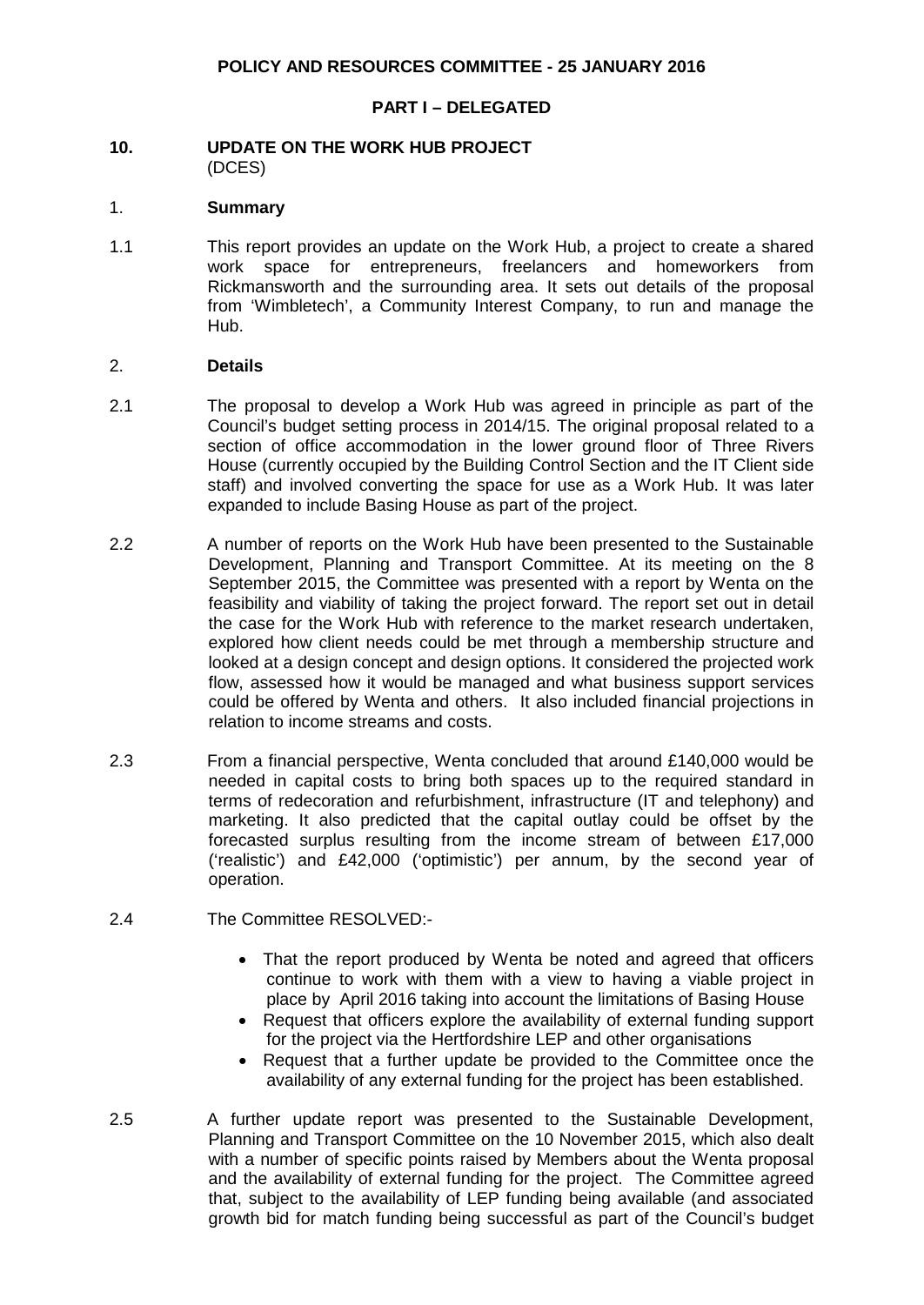**POLICY AND RESOURCES COMMITTEE - 25 JANUARY 2016**

**PART I – DELEGATED**

**10. UPDATE ON THE WORK HUB PROJECT**
(DCES)

1. **Summary**

1.1 This report provides an update on the Work Hub, a project to create a shared work space for entrepreneurs, freelancers and homeworkers from Rickmansworth and the surrounding area. It sets out details of the proposal from 'Wimbletech', a Community Interest Company, to run and manage the Hub.

2. **Details**

2.1 The proposal to develop a Work Hub was agreed in principle as part of the Council's budget setting process in 2014/15. The original proposal related to a section of office accommodation in the lower ground floor of Three Rivers House (currently occupied by the Building Control Section and the IT Client side staff) and involved converting the space for use as a Work Hub. It was later expanded to include Basing House as part of the project.

2.2 A number of reports on the Work Hub have been presented to the Sustainable Development, Planning and Transport Committee. At its meeting on the 8 September 2015, the Committee was presented with a report by Wenta on the feasibility and viability of taking the project forward. The report set out in detail the case for the Work Hub with reference to the market research undertaken, explored how client needs could be met through a membership structure and looked at a design concept and design options. It considered the projected work flow, assessed how it would be managed and what business support services could be offered by Wenta and others. It also included financial projections in relation to income streams and costs.

2.3 From a financial perspective, Wenta concluded that around £140,000 would be needed in capital costs to bring both spaces up to the required standard in terms of redecoration and refurbishment, infrastructure (IT and telephony) and marketing. It also predicted that the capital outlay could be offset by the forecasted surplus resulting from the income stream of between £17,000 ('realistic') and £42,000 ('optimistic') per annum, by the second year of operation.

2.4 The Committee RESOLVED:-

- That the report produced by Wenta be noted and agreed that officers continue to work with them with a view to having a viable project in place by April 2016 taking into account the limitations of Basing House
- Request that officers explore the availability of external funding support for the project via the Hertfordshire LEP and other organisations
- Request that a further update be provided to the Committee once the availability of any external funding for the project has been established.

2.5 A further update report was presented to the Sustainable Development, Planning and Transport Committee on the 10 November 2015, which also dealt with a number of specific points raised by Members about the Wenta proposal and the availability of external funding for the project. The Committee agreed that, subject to the availability of LEP funding being available (and associated growth bid for match funding being successful as part of the Council's budget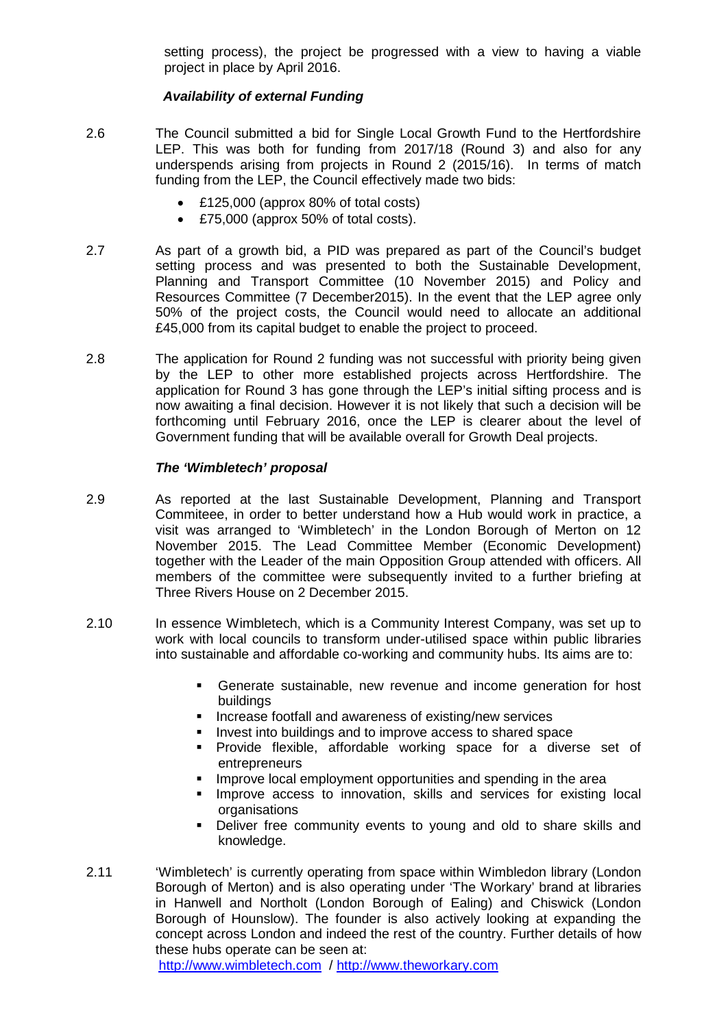setting process), the project be progressed with a view to having a viable project in place by April 2016.

### *Availability of external Funding*

2.6 The Council submitted a bid for Single Local Growth Fund to the Hertfordshire LEP. This was both for funding from 2017/18 (Round 3) and also for any underspends arising from projects in Round 2 (2015/16). In terms of match funding from the LEP, the Council effectively made two bids:

- £125,000 (approx 80% of total costs)
- £75,000 (approx 50% of total costs).

2.7 As part of a growth bid, a PID was prepared as part of the Council's budget setting process and was presented to both the Sustainable Development, Planning and Transport Committee (10 November 2015) and Policy and Resources Committee (7 December2015). In the event that the LEP agree only 50% of the project costs, the Council would need to allocate an additional £45,000 from its capital budget to enable the project to proceed.

2.8 The application for Round 2 funding was not successful with priority being given by the LEP to other more established projects across Hertfordshire. The application for Round 3 has gone through the LEP's initial sifting process and is now awaiting a final decision. However it is not likely that such a decision will be forthcoming until February 2016, once the LEP is clearer about the level of Government funding that will be available overall for Growth Deal projects.

### *The 'Wimbletech' proposal*

2.9 As reported at the last Sustainable Development, Planning and Transport Commiteee, in order to better understand how a Hub would work in practice, a visit was arranged to 'Wimbletech' in the London Borough of Merton on 12 November 2015. The Lead Committee Member (Economic Development) together with the Leader of the main Opposition Group attended with officers. All members of the committee were subsequently invited to a further briefing at Three Rivers House on 2 December 2015.

2.10 In essence Wimbletech, which is a Community Interest Company, was set up to work with local councils to transform under-utilised space within public libraries into sustainable and affordable co-working and community hubs. Its aims are to:

- Generate sustainable, new revenue and income generation for host buildings
- Increase footfall and awareness of existing/new services
- Invest into buildings and to improve access to shared space
- Provide flexible, affordable working space for a diverse set of entrepreneurs
- Improve local employment opportunities and spending in the area
- Improve access to innovation, skills and services for existing local organisations
- Deliver free community events to young and old to share skills and knowledge.

2.11 'Wimbletech' is currently operating from space within Wimbledon library (London Borough of Merton) and is also operating under 'The Workary' brand at libraries in Hanwell and Northolt (London Borough of Ealing) and Chiswick (London Borough of Hounslow). The founder is also actively looking at expanding the concept across London and indeed the rest of the country. Further details of how these hubs operate can be seen at:
http://www.wimbletech.com / http://www.theworkary.com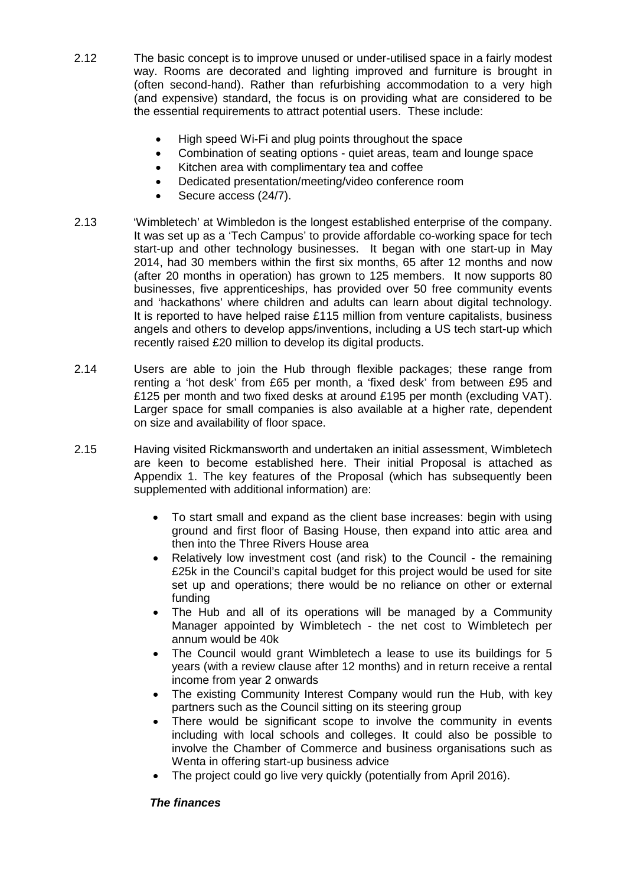2.12 The basic concept is to improve unused or under-utilised space in a fairly modest way. Rooms are decorated and lighting improved and furniture is brought in (often second-hand). Rather than refurbishing accommodation to a very high (and expensive) standard, the focus is on providing what are considered to be the essential requirements to attract potential users. These include:

- High speed Wi-Fi and plug points throughout the space
- Combination of seating options - quiet areas, team and lounge space
- Kitchen area with complimentary tea and coffee
- Dedicated presentation/meeting/video conference room
- Secure access (24/7).

2.13 'Wimbletech' at Wimbledon is the longest established enterprise of the company. It was set up as a 'Tech Campus' to provide affordable co-working space for tech start-up and other technology businesses. It began with one start-up in May 2014, had 30 members within the first six months, 65 after 12 months and now (after 20 months in operation) has grown to 125 members. It now supports 80 businesses, five apprenticeships, has provided over 50 free community events and 'hackathons' where children and adults can learn about digital technology. It is reported to have helped raise £115 million from venture capitalists, business angels and others to develop apps/inventions, including a US tech start-up which recently raised £20 million to develop its digital products.

2.14 Users are able to join the Hub through flexible packages; these range from renting a 'hot desk' from £65 per month, a 'fixed desk' from between £95 and £125 per month and two fixed desks at around £195 per month (excluding VAT). Larger space for small companies is also available at a higher rate, dependent on size and availability of floor space.

2.15 Having visited Rickmansworth and undertaken an initial assessment, Wimbletech are keen to become established here. Their initial Proposal is attached as Appendix 1. The key features of the Proposal (which has subsequently been supplemented with additional information) are:

- To start small and expand as the client base increases: begin with using ground and first floor of Basing House, then expand into attic area and then into the Three Rivers House area
- Relatively low investment cost (and risk) to the Council - the remaining £25k in the Council's capital budget for this project would be used for site set up and operations; there would be no reliance on other or external funding
- The Hub and all of its operations will be managed by a Community Manager appointed by Wimbletech - the net cost to Wimbletech per annum would be 40k
- The Council would grant Wimbletech a lease to use its buildings for 5 years (with a review clause after 12 months) and in return receive a rental income from year 2 onwards
- The existing Community Interest Company would run the Hub, with key partners such as the Council sitting on its steering group
- There would be significant scope to involve the community in events including with local schools and colleges. It could also be possible to involve the Chamber of Commerce and business organisations such as Wenta in offering start-up business advice
- The project could go live very quickly (potentially from April 2016).

***The finances***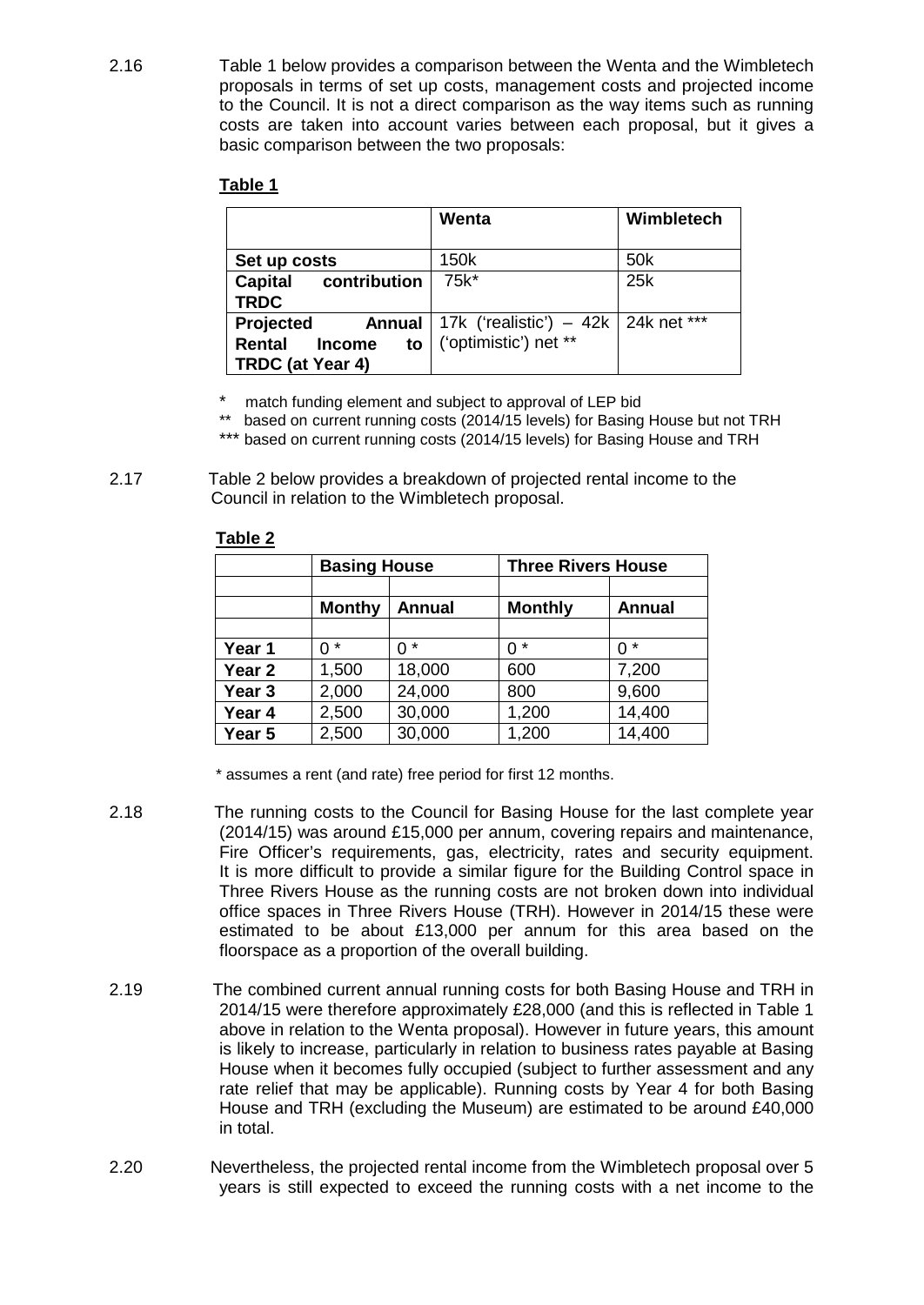2.16 Table 1 below provides a comparison between the Wenta and the Wimbletech proposals in terms of set up costs, management costs and projected income to the Council. It is not a direct comparison as the way items such as running costs are taken into account varies between each proposal, but it gives a basic comparison between the two proposals:

**Table 1**

| | **Wenta** | **Wimbletech** |
|---|---|---|
| **Set up costs** | 150k | 50k |
| **Capital contribution TRDC** | 75k* | 25k |
| **Projected Annual Rental Income to TRDC (at Year 4)** | 17k ('realistic') – 42k ('optimistic') net ** | 24k net *** |

\* match funding element and subject to approval of LEP bid

** based on current running costs (2014/15 levels) for Basing House but not TRH

*** based on current running costs (2014/15 levels) for Basing House and TRH

2.17 Table 2 below provides a breakdown of projected rental income to the Council in relation to the Wimbletech proposal.

**Table 2**

| | **Basing House** | | **Three Rivers House** | |
|---|---|---|---|---|
| | **Monthy** | **Annual** | **Monthly** | **Annual** |
| **Year 1** | 0 * | 0 * | 0 * | 0 * |
| **Year 2** | 1,500 | 18,000 | 600 | 7,200 |
| **Year 3** | 2,000 | 24,000 | 800 | 9,600 |
| **Year 4** | 2,500 | 30,000 | 1,200 | 14,400 |
| **Year 5** | 2,500 | 30,000 | 1,200 | 14,400 |

\* assumes a rent (and rate) free period for first 12 months.

2.18 The running costs to the Council for Basing House for the last complete year (2014/15) was around £15,000 per annum, covering repairs and maintenance, Fire Officer's requirements, gas, electricity, rates and security equipment. It is more difficult to provide a similar figure for the Building Control space in Three Rivers House as the running costs are not broken down into individual office spaces in Three Rivers House (TRH). However in 2014/15 these were estimated to be about £13,000 per annum for this area based on the floorspace as a proportion of the overall building.

2.19 The combined current annual running costs for both Basing House and TRH in 2014/15 were therefore approximately £28,000 (and this is reflected in Table 1 above in relation to the Wenta proposal). However in future years, this amount is likely to increase, particularly in relation to business rates payable at Basing House when it becomes fully occupied (subject to further assessment and any rate relief that may be applicable). Running costs by Year 4 for both Basing House and TRH (excluding the Museum) are estimated to be around £40,000 in total.

2.20 Nevertheless, the projected rental income from the Wimbletech proposal over 5 years is still expected to exceed the running costs with a net income to the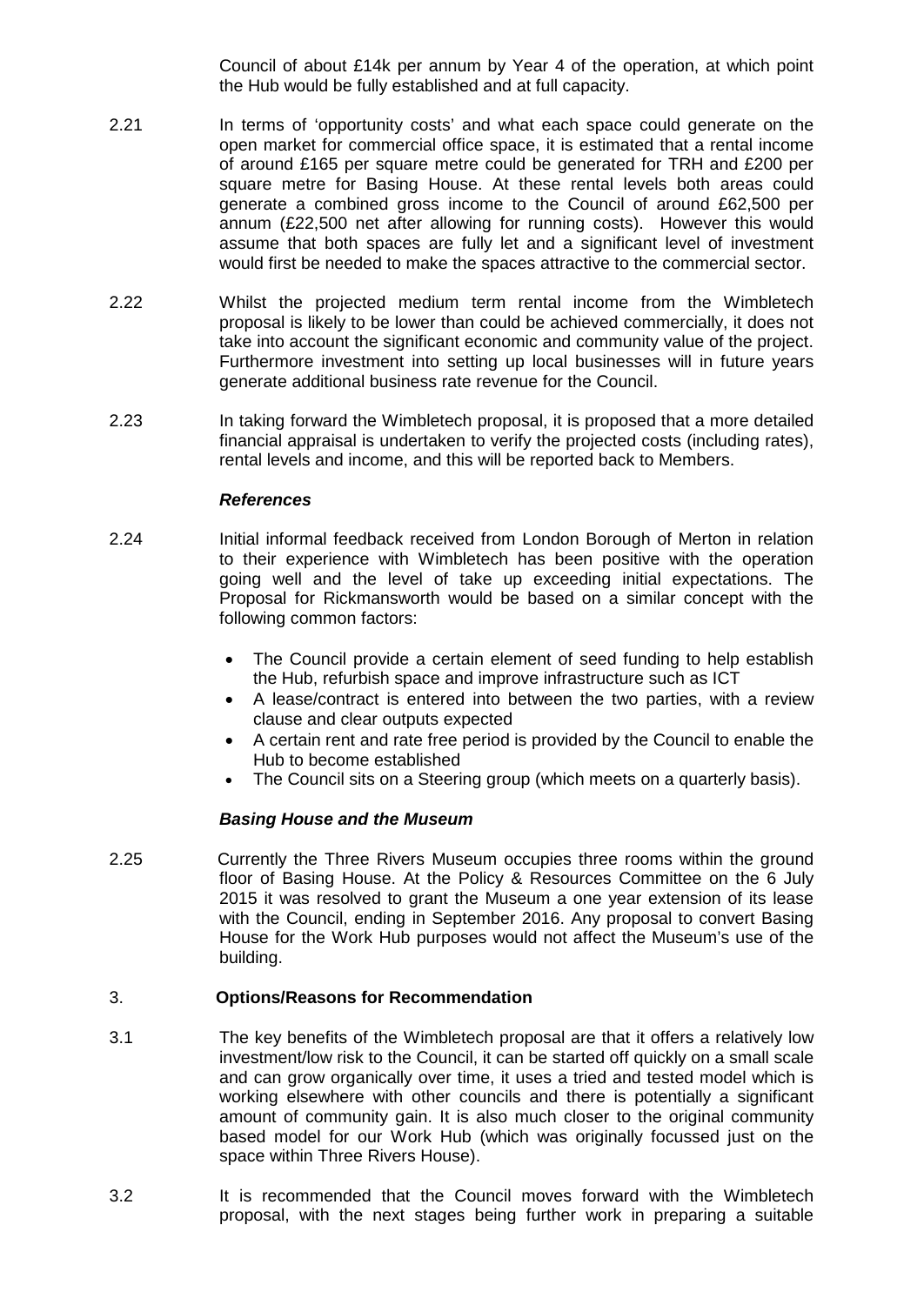Council of about £14k per annum by Year 4 of the operation, at which point the Hub would be fully established and at full capacity.

2.21 In terms of 'opportunity costs' and what each space could generate on the open market for commercial office space, it is estimated that a rental income of around £165 per square metre could be generated for TRH and £200 per square metre for Basing House. At these rental levels both areas could generate a combined gross income to the Council of around £62,500 per annum (£22,500 net after allowing for running costs). However this would assume that both spaces are fully let and a significant level of investment would first be needed to make the spaces attractive to the commercial sector.

2.22 Whilst the projected medium term rental income from the Wimbletech proposal is likely to be lower than could be achieved commercially, it does not take into account the significant economic and community value of the project. Furthermore investment into setting up local businesses will in future years generate additional business rate revenue for the Council.

2.23 In taking forward the Wimbletech proposal, it is proposed that a more detailed financial appraisal is undertaken to verify the projected costs (including rates), rental levels and income, and this will be reported back to Members.

***References***

2.24 Initial informal feedback received from London Borough of Merton in relation to their experience with Wimbletech has been positive with the operation going well and the level of take up exceeding initial expectations. The Proposal for Rickmansworth would be based on a similar concept with the following common factors:

- The Council provide a certain element of seed funding to help establish the Hub, refurbish space and improve infrastructure such as ICT
- A lease/contract is entered into between the two parties, with a review clause and clear outputs expected
- A certain rent and rate free period is provided by the Council to enable the Hub to become established
- The Council sits on a Steering group (which meets on a quarterly basis).

***Basing House and the Museum***

2.25 Currently the Three Rivers Museum occupies three rooms within the ground floor of Basing House. At the Policy & Resources Committee on the 6 July 2015 it was resolved to grant the Museum a one year extension of its lease with the Council, ending in September 2016. Any proposal to convert Basing House for the Work Hub purposes would not affect the Museum's use of the building.

## 3. Options/Reasons for Recommendation

3.1 The key benefits of the Wimbletech proposal are that it offers a relatively low investment/low risk to the Council, it can be started off quickly on a small scale and can grow organically over time, it uses a tried and tested model which is working elsewhere with other councils and there is potentially a significant amount of community gain. It is also much closer to the original community based model for our Work Hub (which was originally focussed just on the space within Three Rivers House).

3.2 It is recommended that the Council moves forward with the Wimbletech proposal, with the next stages being further work in preparing a suitable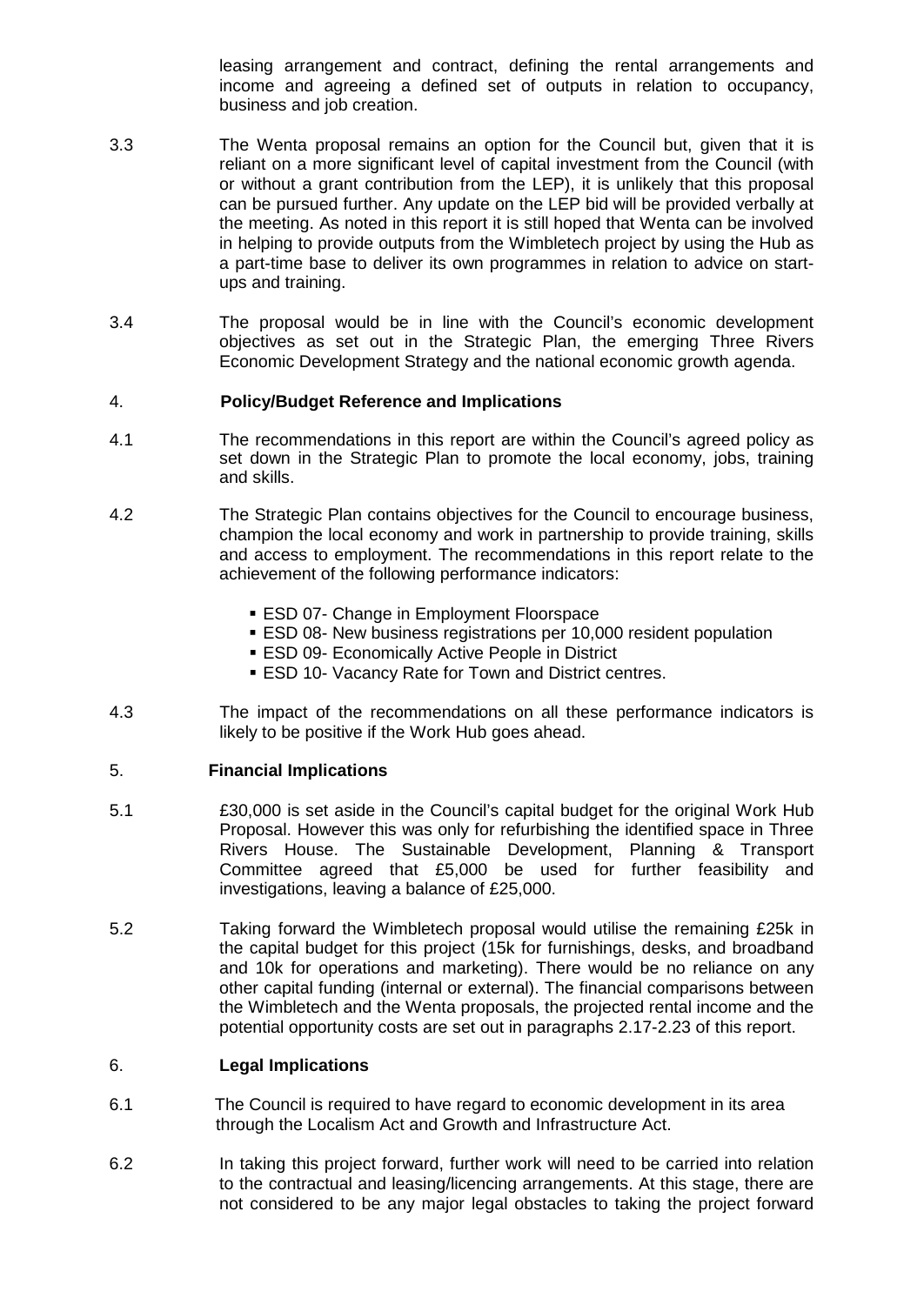leasing arrangement and contract, defining the rental arrangements and income and agreeing a defined set of outputs in relation to occupancy, business and job creation.

3.3 The Wenta proposal remains an option for the Council but, given that it is reliant on a more significant level of capital investment from the Council (with or without a grant contribution from the LEP), it is unlikely that this proposal can be pursued further. Any update on the LEP bid will be provided verbally at the meeting. As noted in this report it is still hoped that Wenta can be involved in helping to provide outputs from the Wimbletech project by using the Hub as a part-time base to deliver its own programmes in relation to advice on start-ups and training.

3.4 The proposal would be in line with the Council's economic development objectives as set out in the Strategic Plan, the emerging Three Rivers Economic Development Strategy and the national economic growth agenda.

## 4. Policy/Budget Reference and Implications

4.1 The recommendations in this report are within the Council's agreed policy as set down in the Strategic Plan to promote the local economy, jobs, training and skills.

4.2 The Strategic Plan contains objectives for the Council to encourage business, champion the local economy and work in partnership to provide training, skills and access to employment. The recommendations in this report relate to the achievement of the following performance indicators:

- ESD 07- Change in Employment Floorspace
- ESD 08- New business registrations per 10,000 resident population
- ESD 09- Economically Active People in District
- ESD 10- Vacancy Rate for Town and District centres.

4.3 The impact of the recommendations on all these performance indicators is likely to be positive if the Work Hub goes ahead.

## 5. Financial Implications

5.1 £30,000 is set aside in the Council's capital budget for the original Work Hub Proposal. However this was only for refurbishing the identified space in Three Rivers House. The Sustainable Development, Planning & Transport Committee agreed that £5,000 be used for further feasibility and investigations, leaving a balance of £25,000.

5.2 Taking forward the Wimbletech proposal would utilise the remaining £25k in the capital budget for this project (15k for furnishings, desks, and broadband and 10k for operations and marketing). There would be no reliance on any other capital funding (internal or external). The financial comparisons between the Wimbletech and the Wenta proposals, the projected rental income and the potential opportunity costs are set out in paragraphs 2.17-2.23 of this report.

## 6. Legal Implications

6.1 The Council is required to have regard to economic development in its area through the Localism Act and Growth and Infrastructure Act.

6.2 In taking this project forward, further work will need to be carried into relation to the contractual and leasing/licencing arrangements. At this stage, there are not considered to be any major legal obstacles to taking the project forward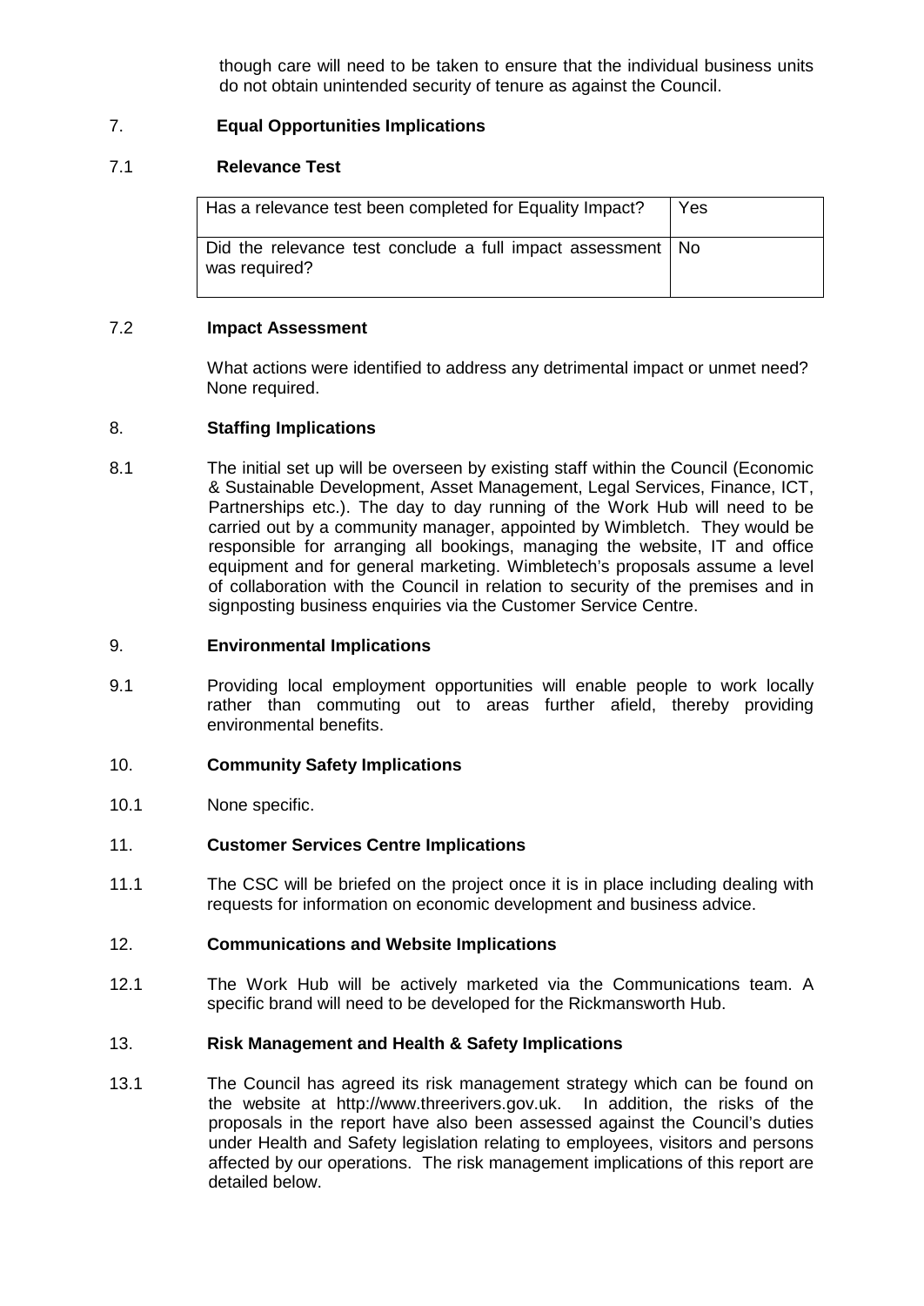though care will need to be taken to ensure that the individual business units do not obtain unintended security of tenure as against the Council.

## 7. Equal Opportunities Implications

### 7.1 Relevance Test

| Has a relevance test been completed for Equality Impact? | Yes |
|---|---|
| Did the relevance test conclude a full impact assessment was required? | No |

### 7.2 Impact Assessment

What actions were identified to address any detrimental impact or unmet need?
None required.

## 8. Staffing Implications

8.1 The initial set up will be overseen by existing staff within the Council (Economic & Sustainable Development, Asset Management, Legal Services, Finance, ICT, Partnerships etc.). The day to day running of the Work Hub will need to be carried out by a community manager, appointed by Wimbletech. They would be responsible for arranging all bookings, managing the website, IT and office equipment and for general marketing. Wimbletech's proposals assume a level of collaboration with the Council in relation to security of the premises and in signposting business enquiries via the Customer Service Centre.

## 9. Environmental Implications

9.1 Providing local employment opportunities will enable people to work locally rather than commuting out to areas further afield, thereby providing environmental benefits.

## 10. Community Safety Implications

10.1 None specific.

## 11. Customer Services Centre Implications

11.1 The CSC will be briefed on the project once it is in place including dealing with requests for information on economic development and business advice.

## 12. Communications and Website Implications

12.1 The Work Hub will be actively marketed via the Communications team. A specific brand will need to be developed for the Rickmansworth Hub.

## 13. Risk Management and Health & Safety Implications

13.1 The Council has agreed its risk management strategy which can be found on the website at http://www.threerivers.gov.uk. In addition, the risks of the proposals in the report have also been assessed against the Council's duties under Health and Safety legislation relating to employees, visitors and persons affected by our operations. The risk management implications of this report are detailed below.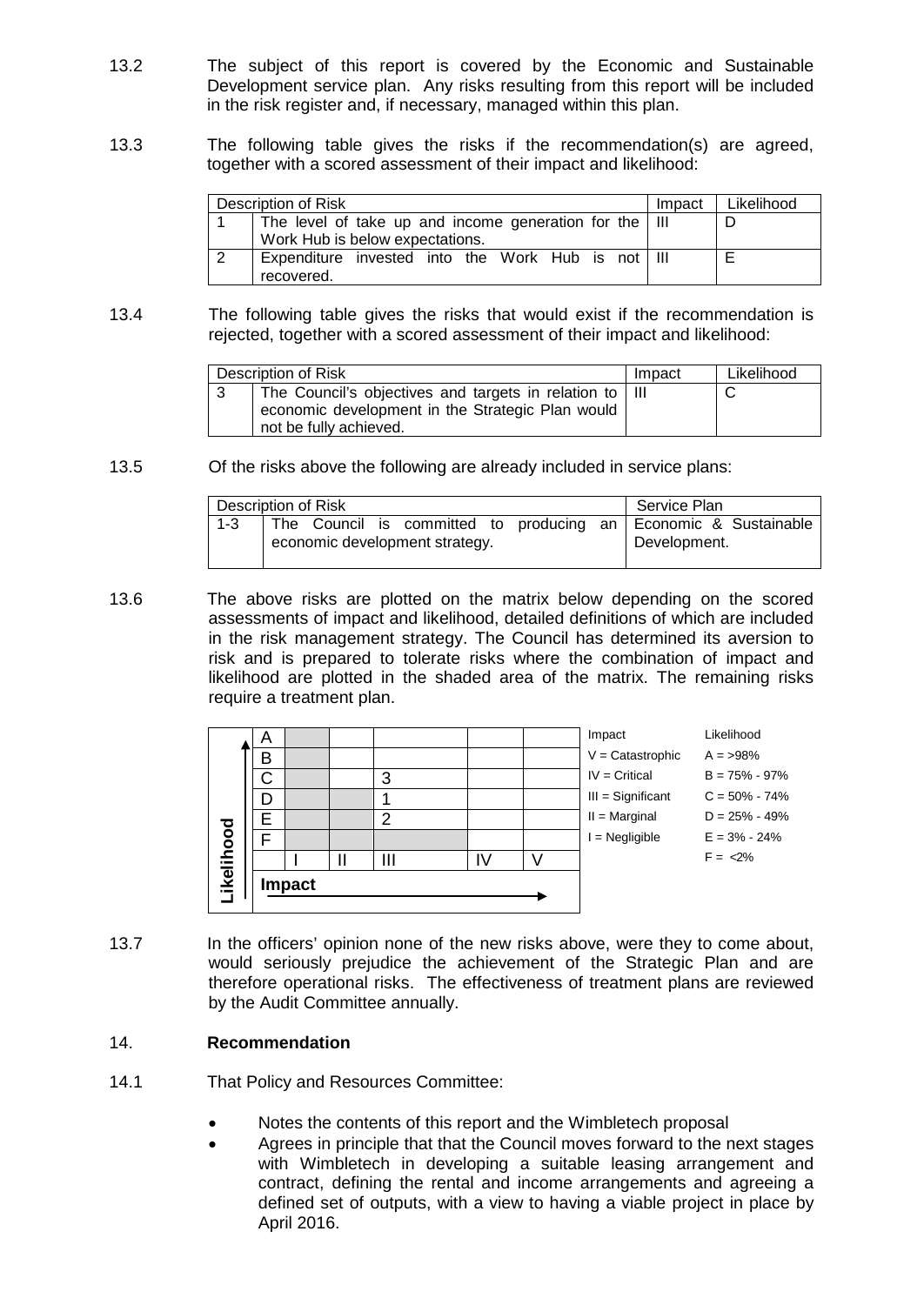13.2 The subject of this report is covered by the Economic and Sustainable Development service plan. Any risks resulting from this report will be included in the risk register and, if necessary, managed within this plan.

13.3 The following table gives the risks if the recommendation(s) are agreed, together with a scored assessment of their impact and likelihood:

| Description of Risk | | Impact | Likelihood |
|---|---|---|---|
| 1 | The level of take up and income generation for the Work Hub is below expectations. | III | D |
| 2 | Expenditure invested into the Work Hub is not recovered. | III | E |

13.4 The following table gives the risks that would exist if the recommendation is rejected, together with a scored assessment of their impact and likelihood:

| Description of Risk | | Impact | Likelihood |
|---|---|---|---|
| 3 | The Council's objectives and targets in relation to economic development in the Strategic Plan would not be fully achieved. | III | C |

13.5 Of the risks above the following are already included in service plans:

| Description of Risk | | Service Plan |
|---|---|---|
| 1-3 | The Council is committed to producing an economic development strategy. | Economic & Sustainable Development. |

13.6 The above risks are plotted on the matrix below depending on the scored assessments of impact and likelihood, detailed definitions of which are included in the risk management strategy. The Council has determined its aversion to risk and is prepared to tolerate risks where the combination of impact and likelihood are plotted in the shaded area of the matrix. The remaining risks require a treatment plan.

| Likelihood | I | II | III | IV | V |
|---|---|---|---|---|---|
| A | | | | | |
| B | | | | | |
| C | | | 3 | | |
| D | | | 1 | | |
| E | | | 2 | | |
| F | | | | | |

Impact →

| Impact | Likelihood |
|---|---|
| V = Catastrophic | A = >98% |
| IV = Critical | B = 75% - 97% |
| III = Significant | C = 50% - 74% |
| II = Marginal | D = 25% - 49% |
| I = Negligible | E = 3% - 24% |
| | F = <2% |

13.7 In the officers' opinion none of the new risks above, were they to come about, would seriously prejudice the achievement of the Strategic Plan and are therefore operational risks. The effectiveness of treatment plans are reviewed by the Audit Committee annually.

## 14. Recommendation

14.1 That Policy and Resources Committee:

- Notes the contents of this report and the Wimbletech proposal
- Agrees in principle that that the Council moves forward to the next stages with Wimbletech in developing a suitable leasing arrangement and contract, defining the rental and income arrangements and agreeing a defined set of outputs, with a view to having a viable project in place by April 2016.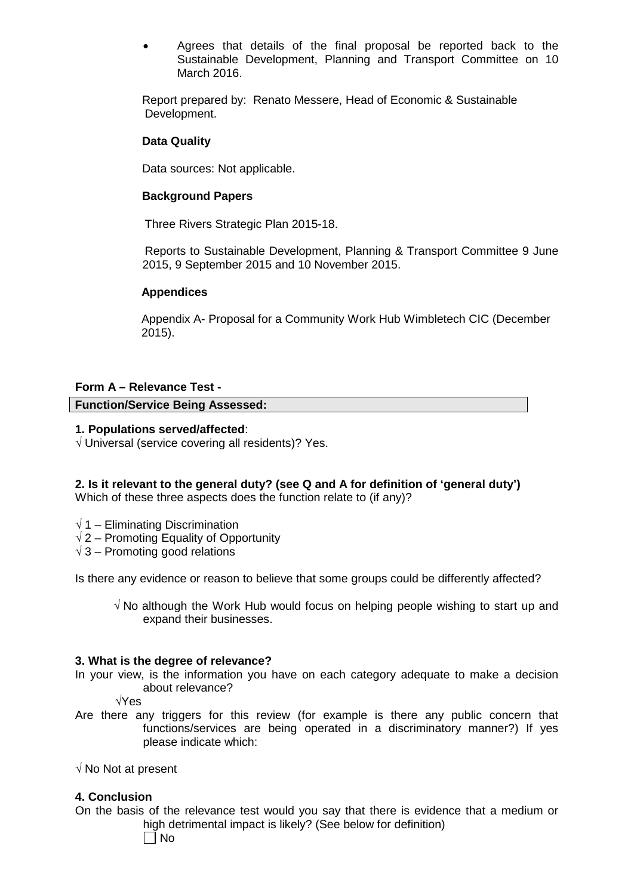- Agrees that details of the final proposal be reported back to the Sustainable Development, Planning and Transport Committee on 10 March 2016.

Report prepared by: Renato Messere, Head of Economic & Sustainable Development.

**Data Quality**

Data sources: Not applicable.

**Background Papers**

Three Rivers Strategic Plan 2015-18.

Reports to Sustainable Development, Planning & Transport Committee 9 June 2015, 9 September 2015 and 10 November 2015.

**Appendices**

Appendix A- Proposal for a Community Work Hub Wimbletech CIC (December 2015).

**Form A – Relevance Test -**

| **Function/Service Being Assessed:** |
|---|

**1. Populations served/affected**:

√ Universal (service covering all residents)? Yes.

**2. Is it relevant to the general duty? (see Q and A for definition of 'general duty')**

Which of these three aspects does the function relate to (if any)?

√ 1 – Eliminating Discrimination
√ 2 – Promoting Equality of Opportunity
√ 3 – Promoting good relations

Is there any evidence or reason to believe that some groups could be differently affected?

√ No although the Work Hub would focus on helping people wishing to start up and expand their businesses.

**3. What is the degree of relevance?**

In your view, is the information you have on each category adequate to make a decision about relevance?

√Yes

Are there any triggers for this review (for example is there any public concern that functions/services are being operated in a discriminatory manner?) If yes please indicate which:

√ No Not at present

**4. Conclusion**

On the basis of the relevance test would you say that there is evidence that a medium or high detrimental impact is likely? (See below for definition)

☐ No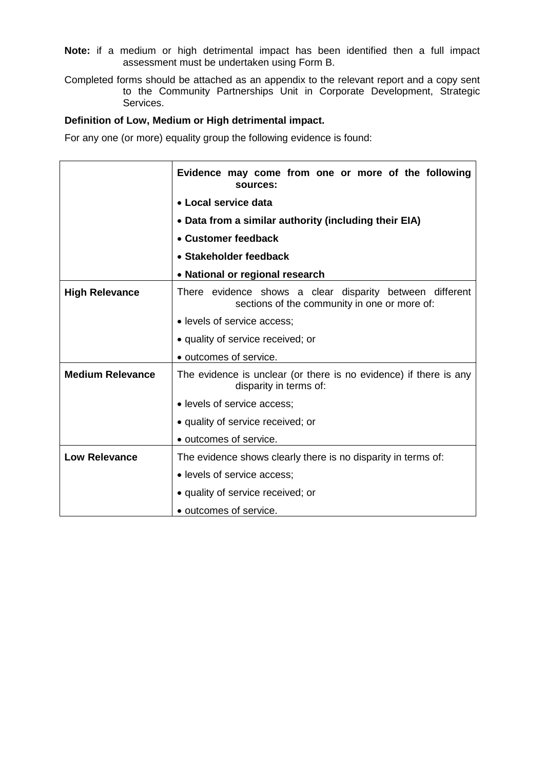**Note:** if a medium or high detrimental impact has been identified then a full impact assessment must be undertaken using Form B.

Completed forms should be attached as an appendix to the relevant report and a copy sent to the Community Partnerships Unit in Corporate Development, Strategic Services.

**Definition of Low, Medium or High detrimental impact.**

For any one (or more) equality group the following evidence is found:

| | **Evidence may come from one or more of the following sources:**<br>• **Local service data**<br>• **Data from a similar authority (including their EIA)**<br>• **Customer feedback**<br>• **Stakeholder feedback**<br>• **National or regional research** |
|---|---|
| **High Relevance** | There evidence shows a clear disparity between different sections of the community in one or more of:<br>• levels of service access;<br>• quality of service received; or<br>• outcomes of service. |
| **Medium Relevance** | The evidence is unclear (or there is no evidence) if there is any disparity in terms of:<br>• levels of service access;<br>• quality of service received; or<br>• outcomes of service. |
| **Low Relevance** | The evidence shows clearly there is no disparity in terms of:<br>• levels of service access;<br>• quality of service received; or<br>• outcomes of service. |